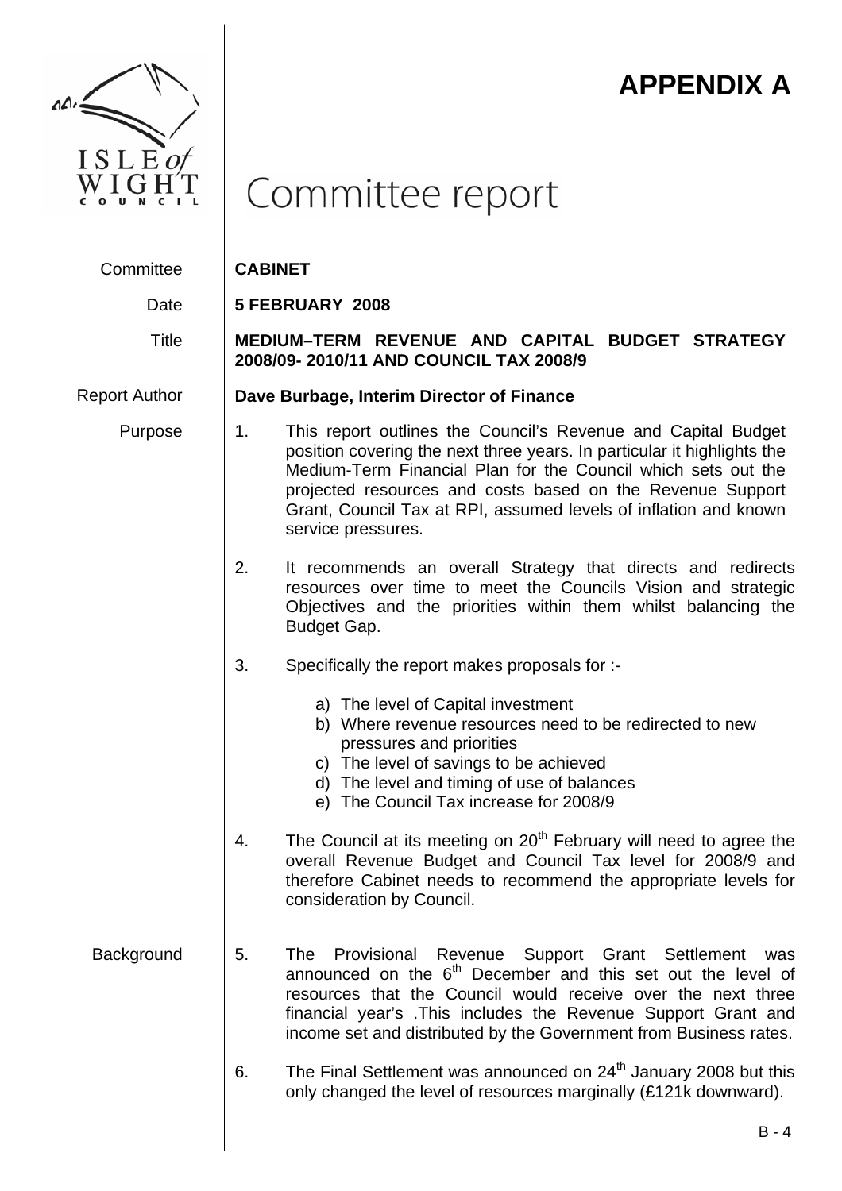# APPENDIX A

# Committee report

**Committee** **CABINET**

**Date** **5 FEBRUARY 2008**

**Title** **MEDIUM–TERM REVENUE AND CAPITAL BUDGET STRATEGY 2008/09- 2010/11 AND COUNCIL TAX 2008/9**

**Report Author** **Dave Burbage, Interim Director of Finance**

## Purpose

1. This report outlines the Council's Revenue and Capital Budget position covering the next three years. In particular it highlights the Medium-Term Financial Plan for the Council which sets out the projected resources and costs based on the Revenue Support Grant, Council Tax at RPI, assumed levels of inflation and known service pressures.

2. It recommends an overall Strategy that directs and redirects resources over time to meet the Councils Vision and strategic Objectives and the priorities within them whilst balancing the Budget Gap.

3. Specifically the report makes proposals for :-

   a) The level of Capital investment
   b) Where revenue resources need to be redirected to new pressures and priorities
   c) The level of savings to be achieved
   d) The level and timing of use of balances
   e) The Council Tax increase for 2008/9

4. The Council at its meeting on 20th February will need to agree the overall Revenue Budget and Council Tax level for 2008/9 and therefore Cabinet needs to recommend the appropriate levels for consideration by Council.

## Background

5. The Provisional Revenue Support Grant Settlement was announced on the 6th December and this set out the level of resources that the Council would receive over the next three financial year's .This includes the Revenue Support Grant and income set and distributed by the Government from Business rates.

6. The Final Settlement was announced on 24th January 2008 but this only changed the level of resources marginally (£121k downward).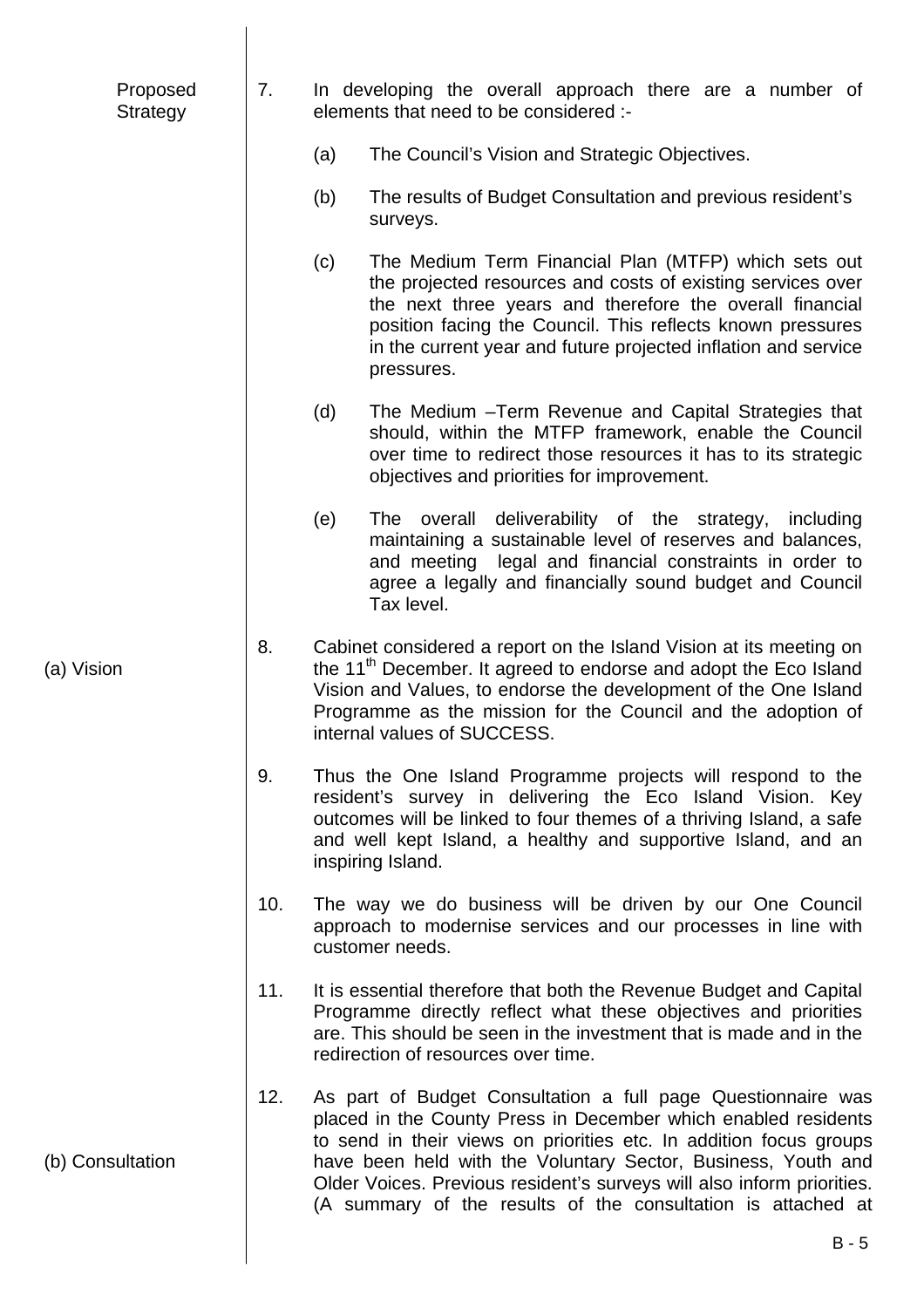**Proposed Strategy**

7. In developing the overall approach there are a number of elements that need to be considered :-

   (a) The Council's Vision and Strategic Objectives.

   (b) The results of Budget Consultation and previous resident's surveys.

   (c) The Medium Term Financial Plan (MTFP) which sets out the projected resources and costs of existing services over the next three years and therefore the overall financial position facing the Council. This reflects known pressures in the current year and future projected inflation and service pressures.

   (d) The Medium –Term Revenue and Capital Strategies that should, within the MTFP framework, enable the Council over time to redirect those resources it has to its strategic objectives and priorities for improvement.

   (e) The overall deliverability of the strategy, including maintaining a sustainable level of reserves and balances, and meeting legal and financial constraints in order to agree a legally and financially sound budget and Council Tax level.

**(a) Vision**

8. Cabinet considered a report on the Island Vision at its meeting on the 11th December. It agreed to endorse and adopt the Eco Island Vision and Values, to endorse the development of the One Island Programme as the mission for the Council and the adoption of internal values of SUCCESS.

9. Thus the One Island Programme projects will respond to the resident's survey in delivering the Eco Island Vision. Key outcomes will be linked to four themes of a thriving Island, a safe and well kept Island, a healthy and supportive Island, and an inspiring Island.

10. The way we do business will be driven by our One Council approach to modernise services and our processes in line with customer needs.

11. It is essential therefore that both the Revenue Budget and Capital Programme directly reflect what these objectives and priorities are. This should be seen in the investment that is made and in the redirection of resources over time.

**(b) Consultation**

12. As part of Budget Consultation a full page Questionnaire was placed in the County Press in December which enabled residents to send in their views on priorities etc. In addition focus groups have been held with the Voluntary Sector, Business, Youth and Older Voices. Previous resident's surveys will also inform priorities. (A summary of the results of the consultation is attached at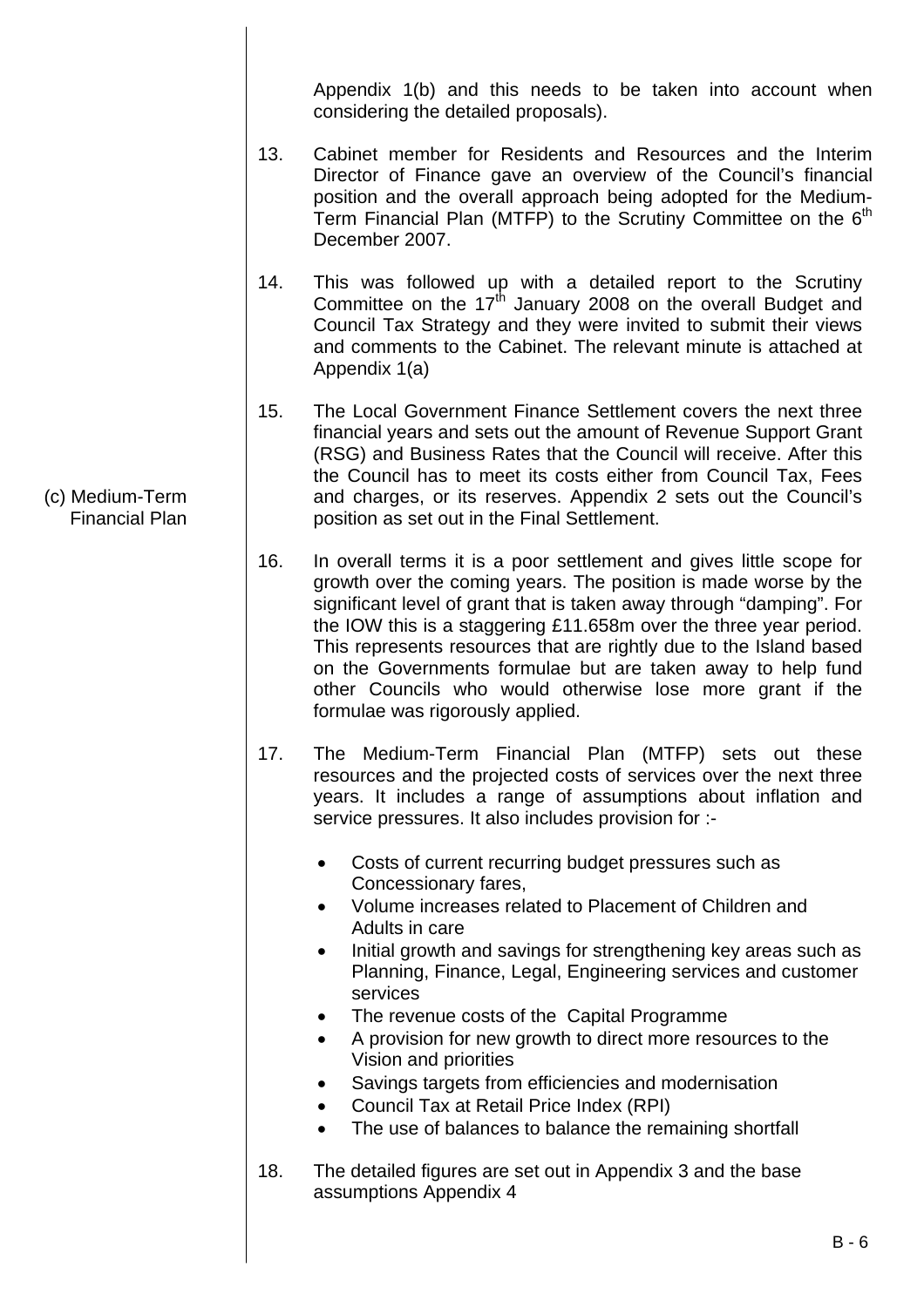Appendix 1(b) and this needs to be taken into account when considering the detailed proposals).

13. Cabinet member for Residents and Resources and the Interim Director of Finance gave an overview of the Council's financial position and the overall approach being adopted for the Medium-Term Financial Plan (MTFP) to the Scrutiny Committee on the 6th December 2007.

14. This was followed up with a detailed report to the Scrutiny Committee on the 17th January 2008 on the overall Budget and Council Tax Strategy and they were invited to submit their views and comments to the Cabinet. The relevant minute is attached at Appendix 1(a)

(c) Medium-Term Financial Plan

15. The Local Government Finance Settlement covers the next three financial years and sets out the amount of Revenue Support Grant (RSG) and Business Rates that the Council will receive. After this the Council has to meet its costs either from Council Tax, Fees and charges, or its reserves. Appendix 2 sets out the Council's position as set out in the Final Settlement.

16. In overall terms it is a poor settlement and gives little scope for growth over the coming years. The position is made worse by the significant level of grant that is taken away through "damping". For the IOW this is a staggering £11.658m over the three year period. This represents resources that are rightly due to the Island based on the Governments formulae but are taken away to help fund other Councils who would otherwise lose more grant if the formulae was rigorously applied.

17. The Medium-Term Financial Plan (MTFP) sets out these resources and the projected costs of services over the next three years. It includes a range of assumptions about inflation and service pressures. It also includes provision for :-

    - Costs of current recurring budget pressures such as Concessionary fares,
    - Volume increases related to Placement of Children and Adults in care
    - Initial growth and savings for strengthening key areas such as Planning, Finance, Legal, Engineering services and customer services
    - The revenue costs of the Capital Programme
    - A provision for new growth to direct more resources to the Vision and priorities
    - Savings targets from efficiencies and modernisation
    - Council Tax at Retail Price Index (RPI)
    - The use of balances to balance the remaining shortfall

18. The detailed figures are set out in Appendix 3 and the base assumptions Appendix 4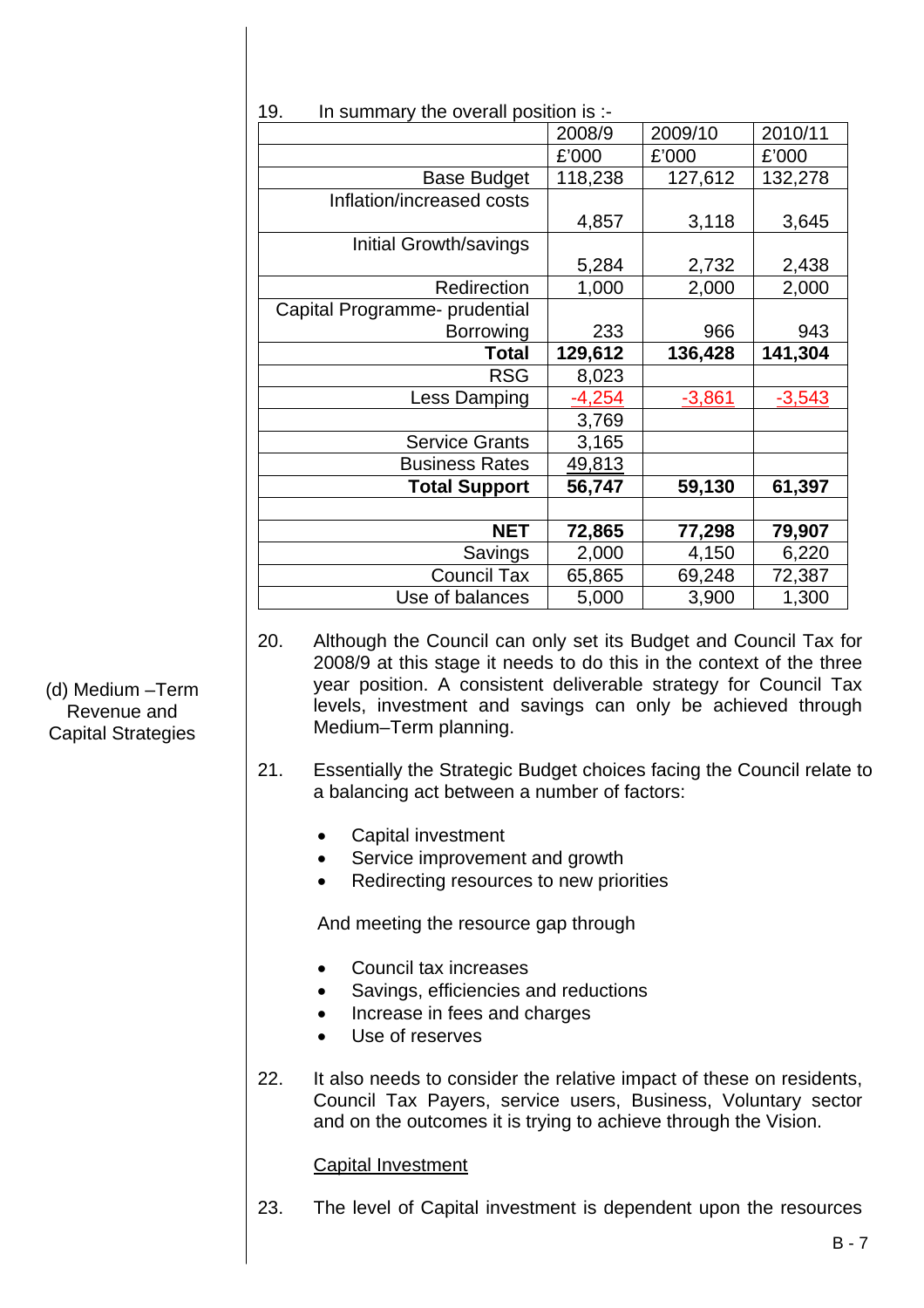19. In summary the overall position is :-

| | 2008/9 | 2009/10 | 2010/11 |
|---|---|---|---|
| | £'000 | £'000 | £'000 |
| Base Budget | 118,238 | 127,612 | 132,278 |
| Inflation/increased costs | 4,857 | 3,118 | 3,645 |
| Initial Growth/savings | 5,284 | 2,732 | 2,438 |
| Redirection | 1,000 | 2,000 | 2,000 |
| Capital Programme- prudential Borrowing | 233 | 966 | 943 |
| **Total** | **129,612** | **136,428** | **141,304** |
| RSG | 8,023 | | |
| Less Damping | -4,254 | -3,861 | -3,543 |
| | 3,769 | | |
| Service Grants | 3,165 | | |
| Business Rates | 49,813 | | |
| **Total Support** | **56,747** | **59,130** | **61,397** |
| | | | |
| **NET** | **72,865** | **77,298** | **79,907** |
| Savings | 2,000 | 4,150 | 6,220 |
| Council Tax | 65,865 | 69,248 | 72,387 |
| Use of balances | 5,000 | 3,900 | 1,300 |

(d) Medium –Term Revenue and Capital Strategies

20. Although the Council can only set its Budget and Council Tax for 2008/9 at this stage it needs to do this in the context of the three year position. A consistent deliverable strategy for Council Tax levels, investment and savings can only be achieved through Medium–Term planning.

21. Essentially the Strategic Budget choices facing the Council relate to a balancing act between a number of factors:

- Capital investment
- Service improvement and growth
- Redirecting resources to new priorities

And meeting the resource gap through

- Council tax increases
- Savings, efficiencies and reductions
- Increase in fees and charges
- Use of reserves

22. It also needs to consider the relative impact of these on residents, Council Tax Payers, service users, Business, Voluntary sector and on the outcomes it is trying to achieve through the Vision.

Capital Investment

23. The level of Capital investment is dependent upon the resources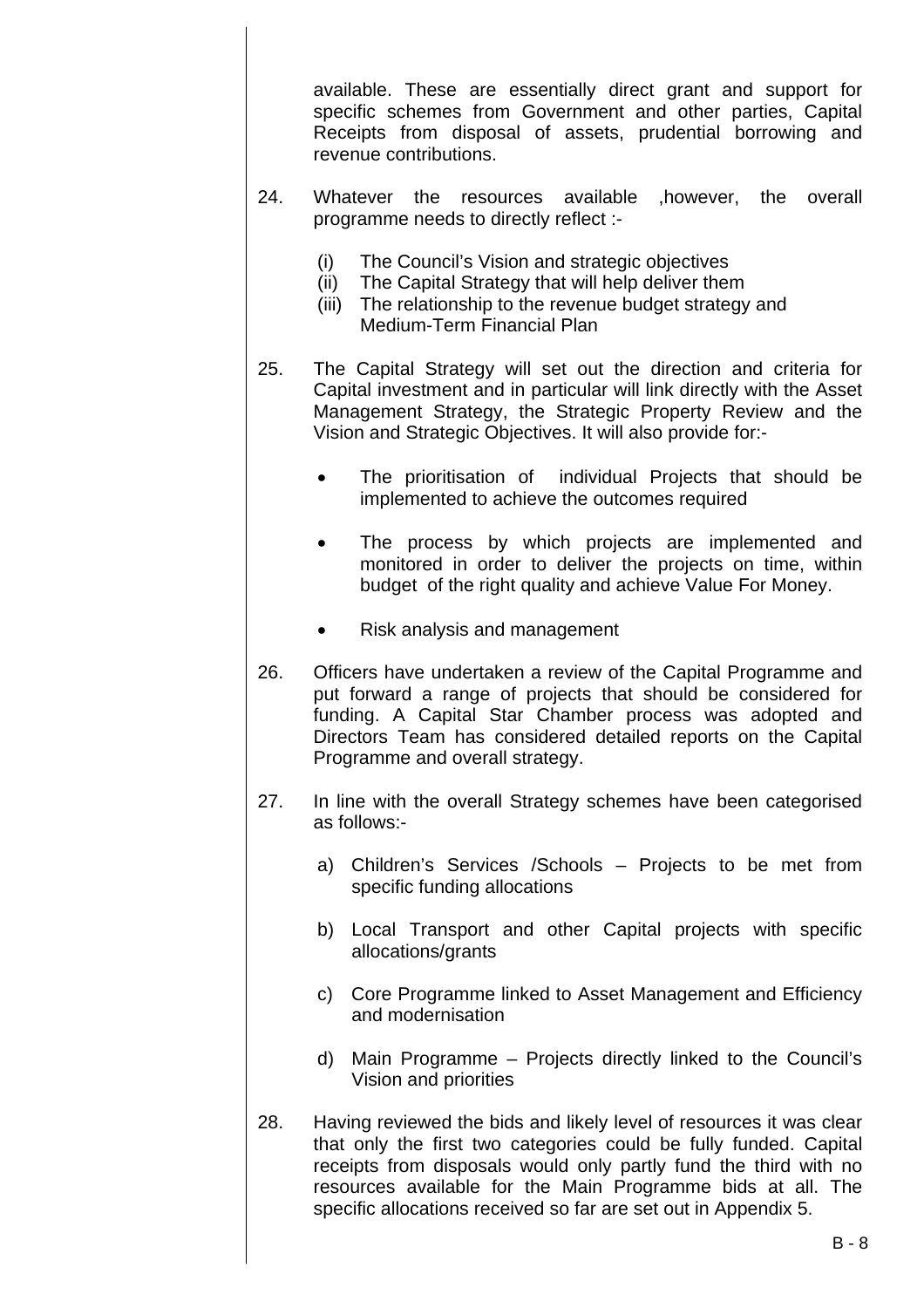available. These are essentially direct grant and support for specific schemes from Government and other parties, Capital Receipts from disposal of assets, prudential borrowing and revenue contributions.

24. Whatever the resources available ,however, the overall programme needs to directly reflect :-

    (i) The Council's Vision and strategic objectives
    (ii) The Capital Strategy that will help deliver them
    (iii) The relationship to the revenue budget strategy and Medium-Term Financial Plan

25. The Capital Strategy will set out the direction and criteria for Capital investment and in particular will link directly with the Asset Management Strategy, the Strategic Property Review and the Vision and Strategic Objectives. It will also provide for:-

    - The prioritisation of individual Projects that should be implemented to achieve the outcomes required

    - The process by which projects are implemented and monitored in order to deliver the projects on time, within budget of the right quality and achieve Value For Money.

    - Risk analysis and management

26. Officers have undertaken a review of the Capital Programme and put forward a range of projects that should be considered for funding. A Capital Star Chamber process was adopted and Directors Team has considered detailed reports on the Capital Programme and overall strategy.

27. In line with the overall Strategy schemes have been categorised as follows:-

    a) Children's Services /Schools – Projects to be met from specific funding allocations

    b) Local Transport and other Capital projects with specific allocations/grants

    c) Core Programme linked to Asset Management and Efficiency and modernisation

    d) Main Programme – Projects directly linked to the Council's Vision and priorities

28. Having reviewed the bids and likely level of resources it was clear that only the first two categories could be fully funded. Capital receipts from disposals would only partly fund the third with no resources available for the Main Programme bids at all. The specific allocations received so far are set out in Appendix 5.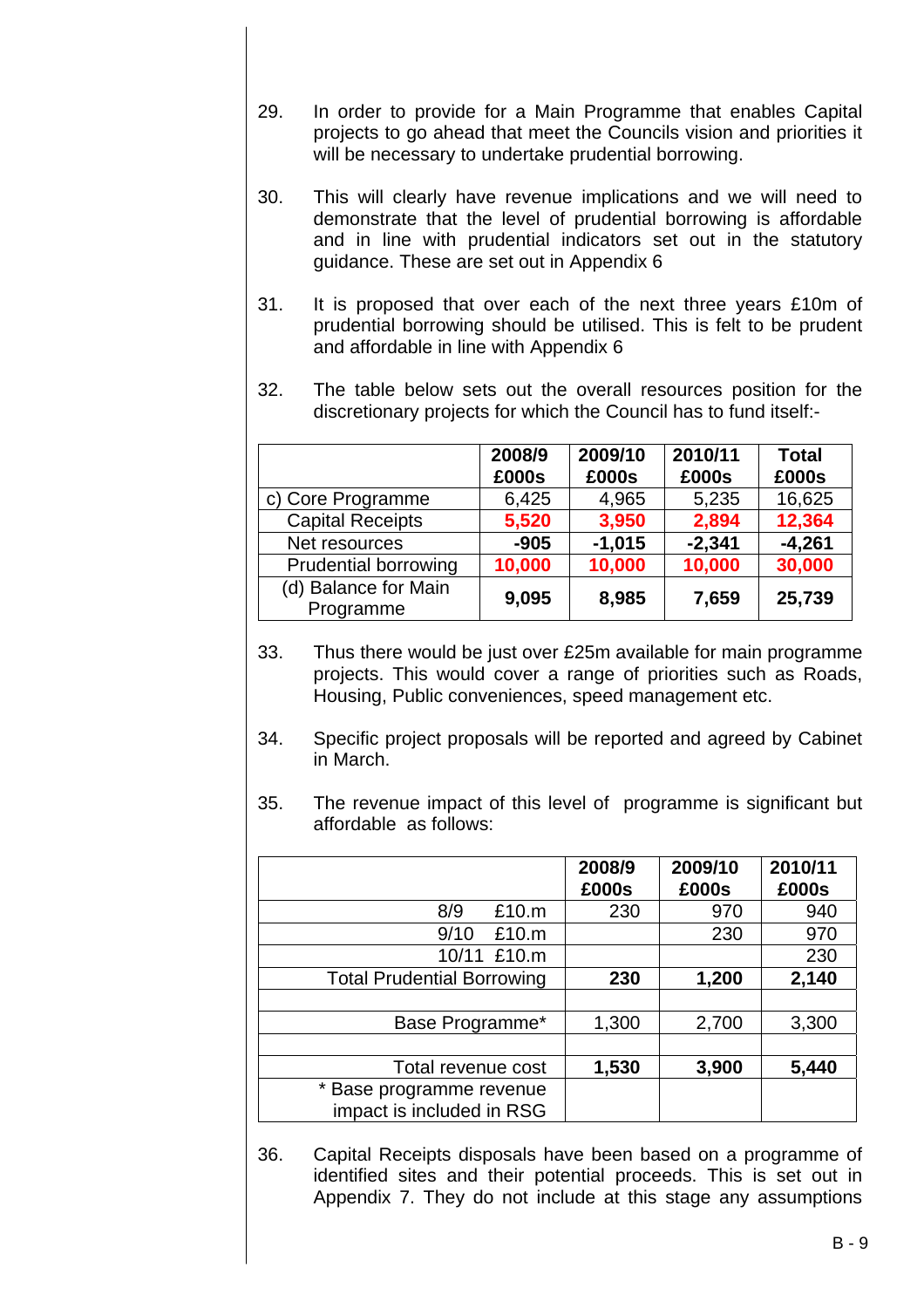29. In order to provide for a Main Programme that enables Capital projects to go ahead that meet the Councils vision and priorities it will be necessary to undertake prudential borrowing.

30. This will clearly have revenue implications and we will need to demonstrate that the level of prudential borrowing is affordable and in line with prudential indicators set out in the statutory guidance. These are set out in Appendix 6

31. It is proposed that over each of the next three years £10m of prudential borrowing should be utilised. This is felt to be prudent and affordable in line with Appendix 6

32. The table below sets out the overall resources position for the discretionary projects for which the Council has to fund itself:-

| | 2008/9 £000s | 2009/10 £000s | 2010/11 £000s | Total £000s |
|---|---|---|---|---|
| c) Core Programme | 6,425 | 4,965 | 5,235 | 16,625 |
| Capital Receipts | 5,520 | 3,950 | 2,894 | 12,364 |
| Net resources | **-905** | **-1,015** | **-2,341** | **-4,261** |
| Prudential borrowing | 10,000 | 10,000 | 10,000 | 30,000 |
| (d) Balance for Main Programme | **9,095** | **8,985** | **7,659** | **25,739** |

33. Thus there would be just over £25m available for main programme projects. This would cover a range of priorities such as Roads, Housing, Public conveniences, speed management etc.

34. Specific project proposals will be reported and agreed by Cabinet in March.

35. The revenue impact of this level of programme is significant but affordable as follows:

| | 2008/9 £000s | 2009/10 £000s | 2010/11 £000s |
|---|---|---|---|
| 8/9 £10.m | 230 | 970 | 940 |
| 9/10 £10.m | | 230 | 970 |
| 10/11 £10.m | | | 230 |
| Total Prudential Borrowing | **230** | **1,200** | **2,140** |
| | | | |
| Base Programme* | 1,300 | 2,700 | 3,300 |
| | | | |
| Total revenue cost | **1,530** | **3,900** | **5,440** |
| * Base programme revenue impact is included in RSG | | | |

36. Capital Receipts disposals have been based on a programme of identified sites and their potential proceeds. This is set out in Appendix 7. They do not include at this stage any assumptions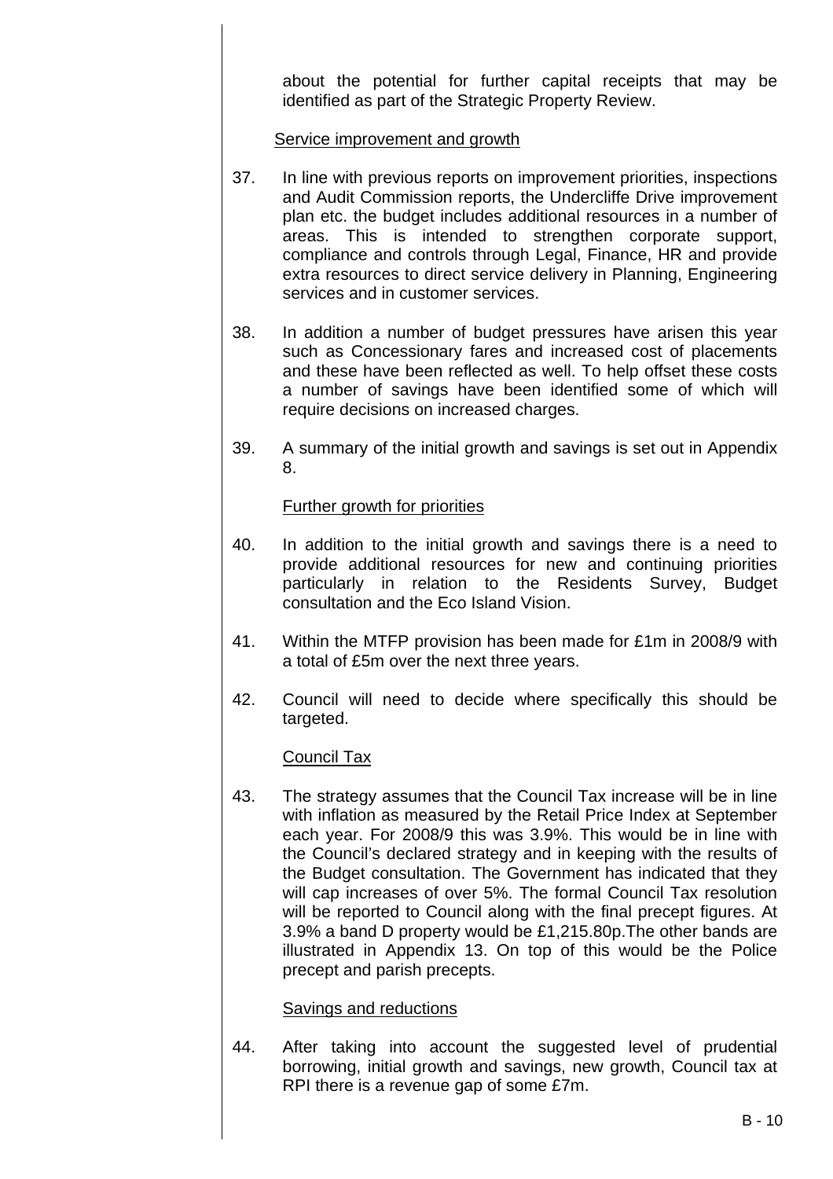about the potential for further capital receipts that may be identified as part of the Strategic Property Review.

Service improvement and growth

37. In line with previous reports on improvement priorities, inspections and Audit Commission reports, the Undercliffe Drive improvement plan etc. the budget includes additional resources in a number of areas. This is intended to strengthen corporate support, compliance and controls through Legal, Finance, HR and provide extra resources to direct service delivery in Planning, Engineering services and in customer services.

38. In addition a number of budget pressures have arisen this year such as Concessionary fares and increased cost of placements and these have been reflected as well. To help offset these costs a number of savings have been identified some of which will require decisions on increased charges.

39. A summary of the initial growth and savings is set out in Appendix 8.

Further growth for priorities

40. In addition to the initial growth and savings there is a need to provide additional resources for new and continuing priorities particularly in relation to the Residents Survey, Budget consultation and the Eco Island Vision.

41. Within the MTFP provision has been made for £1m in 2008/9 with a total of £5m over the next three years.

42. Council will need to decide where specifically this should be targeted.

Council Tax

43. The strategy assumes that the Council Tax increase will be in line with inflation as measured by the Retail Price Index at September each year. For 2008/9 this was 3.9%. This would be in line with the Council's declared strategy and in keeping with the results of the Budget consultation. The Government has indicated that they will cap increases of over 5%. The formal Council Tax resolution will be reported to Council along with the final precept figures. At 3.9% a band D property would be £1,215.80p.The other bands are illustrated in Appendix 13. On top of this would be the Police precept and parish precepts.

Savings and reductions

44. After taking into account the suggested level of prudential borrowing, initial growth and savings, new growth, Council tax at RPI there is a revenue gap of some £7m.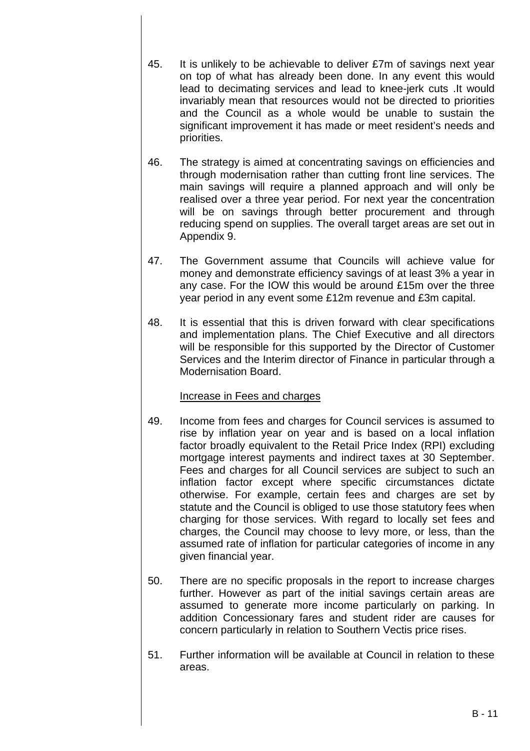45. It is unlikely to be achievable to deliver £7m of savings next year on top of what has already been done. In any event this would lead to decimating services and lead to knee-jerk cuts .It would invariably mean that resources would not be directed to priorities and the Council as a whole would be unable to sustain the significant improvement it has made or meet resident's needs and priorities.

46. The strategy is aimed at concentrating savings on efficiencies and through modernisation rather than cutting front line services. The main savings will require a planned approach and will only be realised over a three year period. For next year the concentration will be on savings through better procurement and through reducing spend on supplies. The overall target areas are set out in Appendix 9.

47. The Government assume that Councils will achieve value for money and demonstrate efficiency savings of at least 3% a year in any case. For the IOW this would be around £15m over the three year period in any event some £12m revenue and £3m capital.

48. It is essential that this is driven forward with clear specifications and implementation plans. The Chief Executive and all directors will be responsible for this supported by the Director of Customer Services and the Interim director of Finance in particular through a Modernisation Board.

<u>Increase in Fees and charges</u>

49. Income from fees and charges for Council services is assumed to rise by inflation year on year and is based on a local inflation factor broadly equivalent to the Retail Price Index (RPI) excluding mortgage interest payments and indirect taxes at 30 September. Fees and charges for all Council services are subject to such an inflation factor except where specific circumstances dictate otherwise. For example, certain fees and charges are set by statute and the Council is obliged to use those statutory fees when charging for those services. With regard to locally set fees and charges, the Council may choose to levy more, or less, than the assumed rate of inflation for particular categories of income in any given financial year.

50. There are no specific proposals in the report to increase charges further. However as part of the initial savings certain areas are assumed to generate more income particularly on parking. In addition Concessionary fares and student rider are causes for concern particularly in relation to Southern Vectis price rises.

51. Further information will be available at Council in relation to these areas.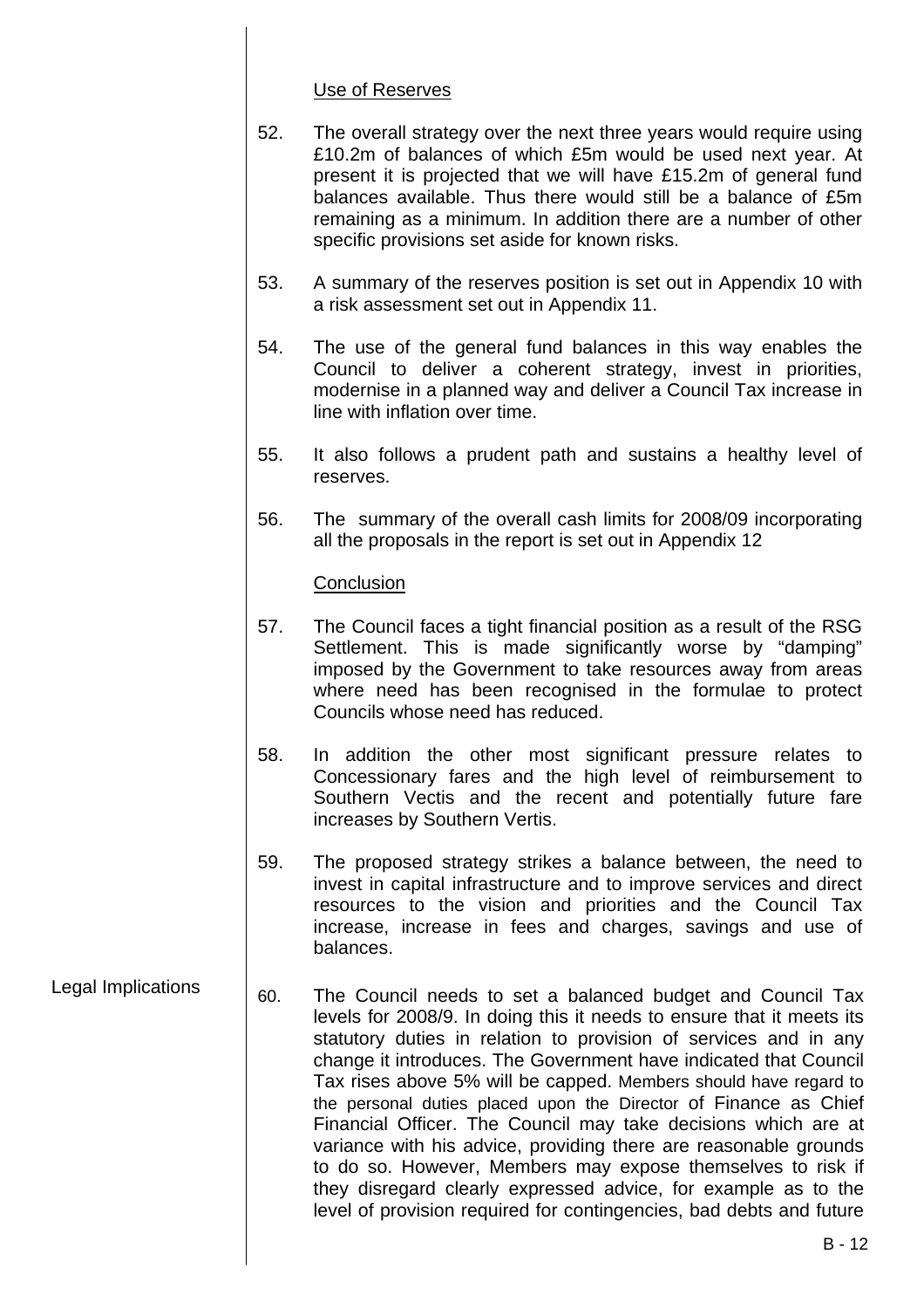Use of Reserves

52. The overall strategy over the next three years would require using £10.2m of balances of which £5m would be used next year. At present it is projected that we will have £15.2m of general fund balances available. Thus there would still be a balance of £5m remaining as a minimum. In addition there are a number of other specific provisions set aside for known risks.

53. A summary of the reserves position is set out in Appendix 10 with a risk assessment set out in Appendix 11.

54. The use of the general fund balances in this way enables the Council to deliver a coherent strategy, invest in priorities, modernise in a planned way and deliver a Council Tax increase in line with inflation over time.

55. It also follows a prudent path and sustains a healthy level of reserves.

56. The summary of the overall cash limits for 2008/09 incorporating all the proposals in the report is set out in Appendix 12

Conclusion

57. The Council faces a tight financial position as a result of the RSG Settlement. This is made significantly worse by "damping" imposed by the Government to take resources away from areas where need has been recognised in the formulae to protect Councils whose need has reduced.

58. In addition the other most significant pressure relates to Concessionary fares and the high level of reimbursement to Southern Vectis and the recent and potentially future fare increases by Southern Vertis.

59. The proposed strategy strikes a balance between, the need to invest in capital infrastructure and to improve services and direct resources to the vision and priorities and the Council Tax increase, increase in fees and charges, savings and use of balances.

Legal Implications

60. The Council needs to set a balanced budget and Council Tax levels for 2008/9. In doing this it needs to ensure that it meets its statutory duties in relation to provision of services and in any change it introduces. The Government have indicated that Council Tax rises above 5% will be capped. Members should have regard to the personal duties placed upon the Director of Finance as Chief Financial Officer. The Council may take decisions which are at variance with his advice, providing there are reasonable grounds to do so. However, Members may expose themselves to risk if they disregard clearly expressed advice, for example as to the level of provision required for contingencies, bad debts and future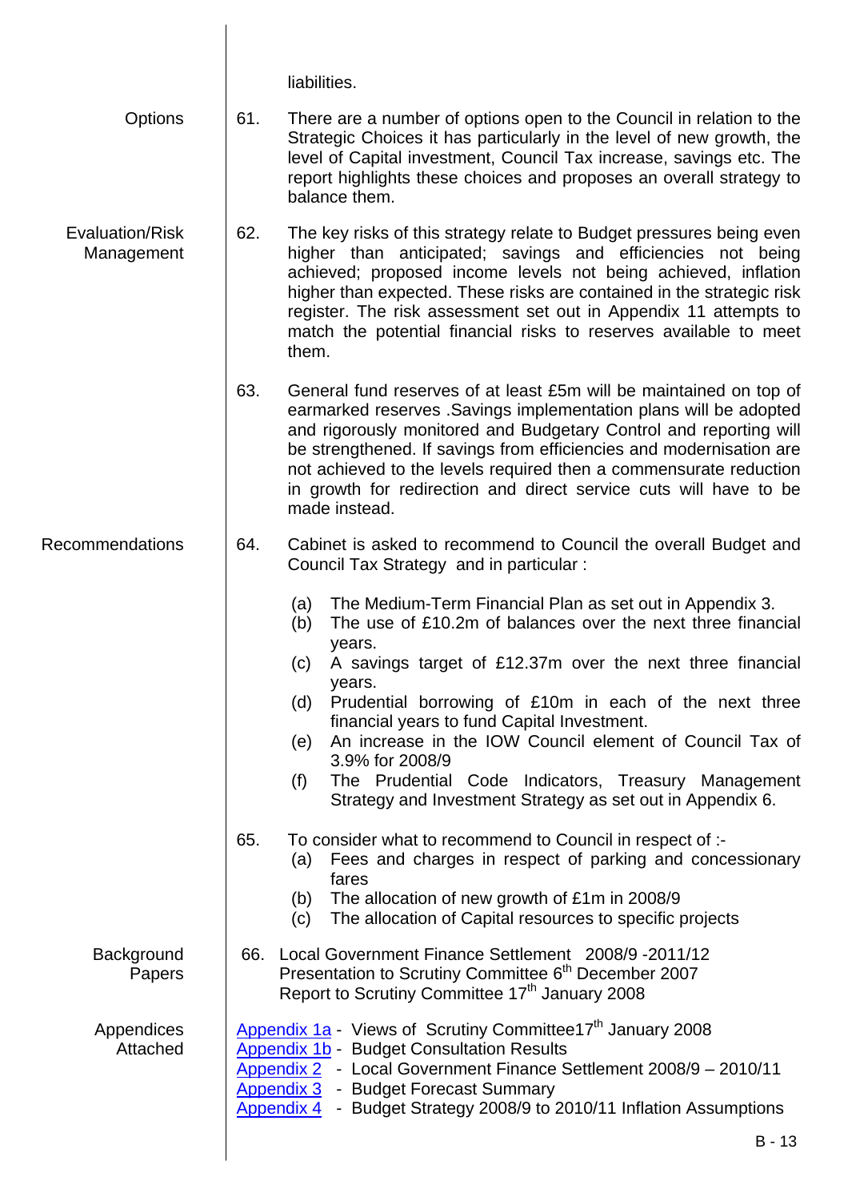liabilities.

**Options**

61. There are a number of options open to the Council in relation to the Strategic Choices it has particularly in the level of new growth, the level of Capital investment, Council Tax increase, savings etc. The report highlights these choices and proposes an overall strategy to balance them.

**Evaluation/Risk Management**

62. The key risks of this strategy relate to Budget pressures being even higher than anticipated; savings and efficiencies not being achieved; proposed income levels not being achieved, inflation higher than expected. These risks are contained in the strategic risk register. The risk assessment set out in Appendix 11 attempts to match the potential financial risks to reserves available to meet them.

63. General fund reserves of at least £5m will be maintained on top of earmarked reserves .Savings implementation plans will be adopted and rigorously monitored and Budgetary Control and reporting will be strengthened. If savings from efficiencies and modernisation are not achieved to the levels required then a commensurate reduction in growth for redirection and direct service cuts will have to be made instead.

**Recommendations**

64. Cabinet is asked to recommend to Council the overall Budget and Council Tax Strategy and in particular :

    (a) The Medium-Term Financial Plan as set out in Appendix 3.
    (b) The use of £10.2m of balances over the next three financial years.
    (c) A savings target of £12.37m over the next three financial years.
    (d) Prudential borrowing of £10m in each of the next three financial years to fund Capital Investment.
    (e) An increase in the IOW Council element of Council Tax of 3.9% for 2008/9
    (f) The Prudential Code Indicators, Treasury Management Strategy and Investment Strategy as set out in Appendix 6.

65. To consider what to recommend to Council in respect of :-
    (a) Fees and charges in respect of parking and concessionary fares
    (b) The allocation of new growth of £1m in 2008/9
    (c) The allocation of Capital resources to specific projects

**Background Papers**

66. Local Government Finance Settlement 2008/9 -2011/12
Presentation to Scrutiny Committee 6th December 2007
Report to Scrutiny Committee 17th January 2008

**Appendices Attached**

Appendix 1a - Views of Scrutiny Committee17th January 2008
Appendix 1b - Budget Consultation Results
Appendix 2 - Local Government Finance Settlement 2008/9 – 2010/11
Appendix 3 - Budget Forecast Summary
Appendix 4 - Budget Strategy 2008/9 to 2010/11 Inflation Assumptions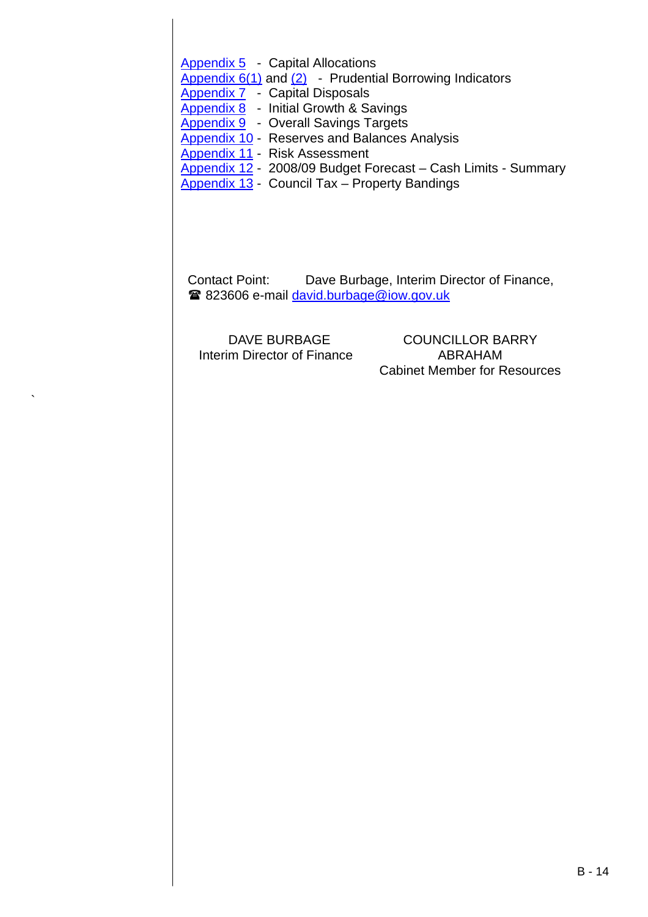Appendix 5 - Capital Allocations
Appendix 6(1) and (2) - Prudential Borrowing Indicators
Appendix 7 - Capital Disposals
Appendix 8 - Initial Growth & Savings
Appendix 9 - Overall Savings Targets
Appendix 10 - Reserves and Balances Analysis
Appendix 11 - Risk Assessment
Appendix 12 - 2008/09 Budget Forecast – Cash Limits - Summary
Appendix 13 - Council Tax – Property Bandings

Contact Point: Dave Burbage, Interim Director of Finance,
☎ 823606 e-mail david.burbage@iow.gov.uk

DAVE BURBAGE
Interim Director of Finance

COUNCILLOR BARRY ABRAHAM
Cabinet Member for Resources